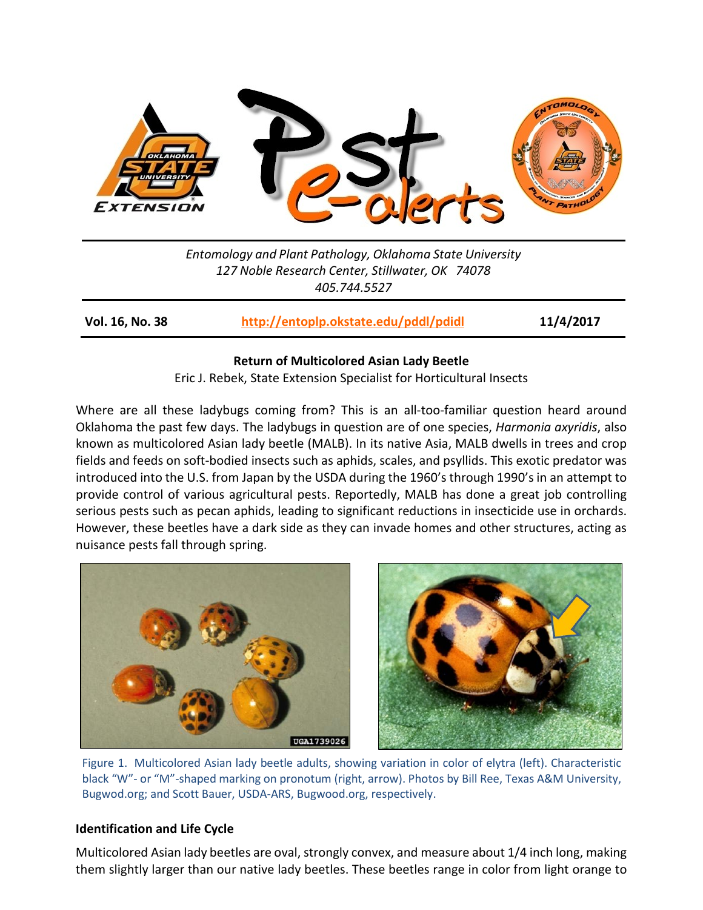Entomology and Plant Pathology, Oklahoma State University
127 Noble Research Center, Stillwater, OK 74078
405.744.5527

**Vol. 16, No. 38** | http://entoplp.okstate.edu/pddl/pdidl | **11/4/2017**

## Return of Multicolored Asian Lady Beetle

Eric J. Rebek, State Extension Specialist for Horticultural Insects

Where are all these ladybugs coming from? This is an all-too-familiar question heard around Oklahoma the past few days. The ladybugs in question are of one species, *Harmonia axyridis*, also known as multicolored Asian lady beetle (MALB). In its native Asia, MALB dwells in trees and crop fields and feeds on soft-bodied insects such as aphids, scales, and psyllids. This exotic predator was introduced into the U.S. from Japan by the USDA during the 1960's through 1990's in an attempt to provide control of various agricultural pests. Reportedly, MALB has done a great job controlling serious pests such as pecan aphids, leading to significant reductions in insecticide use in orchards. However, these beetles have a dark side as they can invade homes and other structures, acting as nuisance pests fall through spring.

Figure 1. Multicolored Asian lady beetle adults, showing variation in color of elytra (left). Characteristic black "W"- or "M"-shaped marking on pronotum (right, arrow). Photos by Bill Ree, Texas A&M University, Bugwod.org; and Scott Bauer, USDA-ARS, Bugwood.org, respectively.

### Identification and Life Cycle

Multicolored Asian lady beetles are oval, strongly convex, and measure about 1/4 inch long, making them slightly larger than our native lady beetles. These beetles range in color from light orange to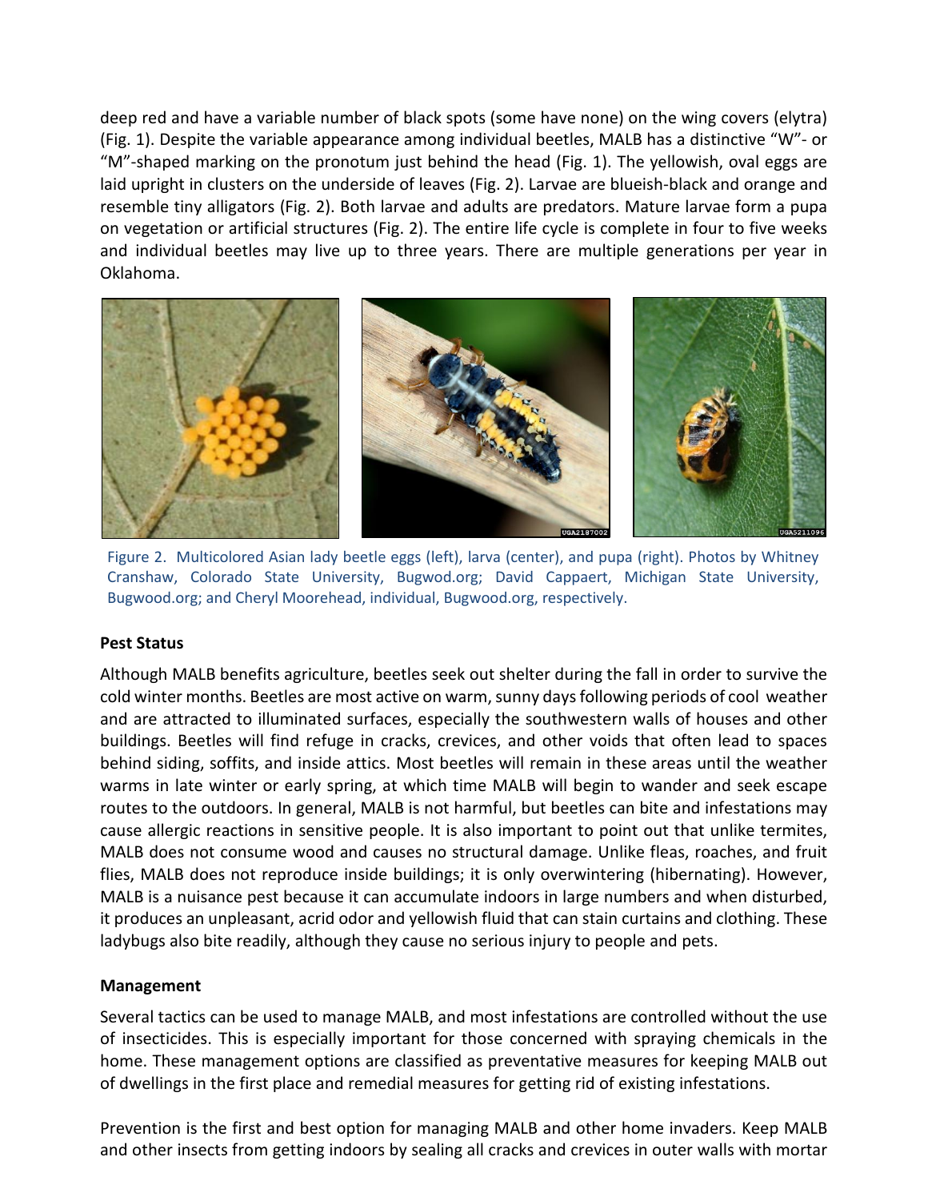deep red and have a variable number of black spots (some have none) on the wing covers (elytra) (Fig. 1). Despite the variable appearance among individual beetles, MALB has a distinctive "W"- or "M"-shaped marking on the pronotum just behind the head (Fig. 1). The yellowish, oval eggs are laid upright in clusters on the underside of leaves (Fig. 2). Larvae are blueish-black and orange and resemble tiny alligators (Fig. 2). Both larvae and adults are predators. Mature larvae form a pupa on vegetation or artificial structures (Fig. 2). The entire life cycle is complete in four to five weeks and individual beetles may live up to three years. There are multiple generations per year in Oklahoma.

Figure 2. Multicolored Asian lady beetle eggs (left), larva (center), and pupa (right). Photos by Whitney Cranshaw, Colorado State University, Bugwod.org; David Cappaert, Michigan State University, Bugwood.org; and Cheryl Moorehead, individual, Bugwood.org, respectively.

**Pest Status**

Although MALB benefits agriculture, beetles seek out shelter during the fall in order to survive the cold winter months. Beetles are most active on warm, sunny days following periods of cool weather and are attracted to illuminated surfaces, especially the southwestern walls of houses and other buildings. Beetles will find refuge in cracks, crevices, and other voids that often lead to spaces behind siding, soffits, and inside attics. Most beetles will remain in these areas until the weather warms in late winter or early spring, at which time MALB will begin to wander and seek escape routes to the outdoors. In general, MALB is not harmful, but beetles can bite and infestations may cause allergic reactions in sensitive people. It is also important to point out that unlike termites, MALB does not consume wood and causes no structural damage. Unlike fleas, roaches, and fruit flies, MALB does not reproduce inside buildings; it is only overwintering (hibernating). However, MALB is a nuisance pest because it can accumulate indoors in large numbers and when disturbed, it produces an unpleasant, acrid odor and yellowish fluid that can stain curtains and clothing. These ladybugs also bite readily, although they cause no serious injury to people and pets.

**Management**

Several tactics can be used to manage MALB, and most infestations are controlled without the use of insecticides. This is especially important for those concerned with spraying chemicals in the home. These management options are classified as preventative measures for keeping MALB out of dwellings in the first place and remedial measures for getting rid of existing infestations.

Prevention is the first and best option for managing MALB and other home invaders. Keep MALB and other insects from getting indoors by sealing all cracks and crevices in outer walls with mortar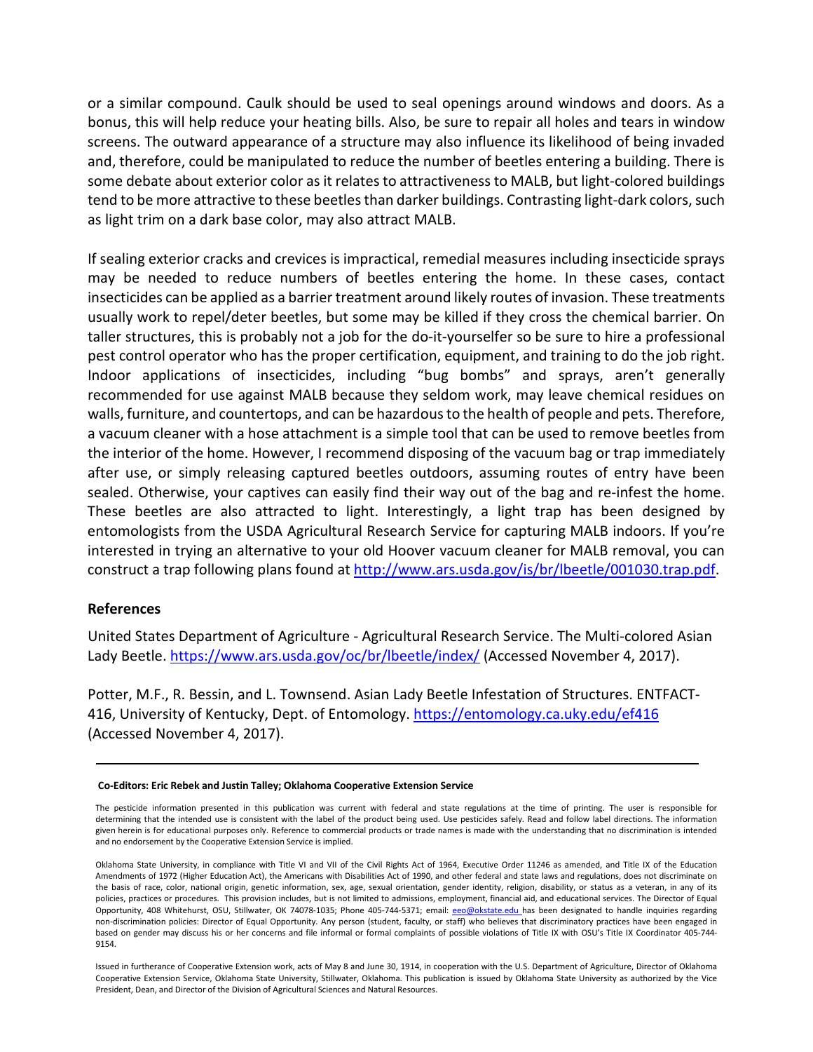or a similar compound. Caulk should be used to seal openings around windows and doors. As a bonus, this will help reduce your heating bills. Also, be sure to repair all holes and tears in window screens. The outward appearance of a structure may also influence its likelihood of being invaded and, therefore, could be manipulated to reduce the number of beetles entering a building. There is some debate about exterior color as it relates to attractiveness to MALB, but light-colored buildings tend to be more attractive to these beetles than darker buildings. Contrasting light-dark colors, such as light trim on a dark base color, may also attract MALB.

If sealing exterior cracks and crevices is impractical, remedial measures including insecticide sprays may be needed to reduce numbers of beetles entering the home. In these cases, contact insecticides can be applied as a barrier treatment around likely routes of invasion. These treatments usually work to repel/deter beetles, but some may be killed if they cross the chemical barrier. On taller structures, this is probably not a job for the do-it-yourselfer so be sure to hire a professional pest control operator who has the proper certification, equipment, and training to do the job right. Indoor applications of insecticides, including "bug bombs" and sprays, aren't generally recommended for use against MALB because they seldom work, may leave chemical residues on walls, furniture, and countertops, and can be hazardous to the health of people and pets. Therefore, a vacuum cleaner with a hose attachment is a simple tool that can be used to remove beetles from the interior of the home. However, I recommend disposing of the vacuum bag or trap immediately after use, or simply releasing captured beetles outdoors, assuming routes of entry have been sealed. Otherwise, your captives can easily find their way out of the bag and re-infest the home. These beetles are also attracted to light. Interestingly, a light trap has been designed by entomologists from the USDA Agricultural Research Service for capturing MALB indoors. If you're interested in trying an alternative to your old Hoover vacuum cleaner for MALB removal, you can construct a trap following plans found at http://www.ars.usda.gov/is/br/lbeetle/001030.trap.pdf.

## References

United States Department of Agriculture - Agricultural Research Service. The Multi-colored Asian Lady Beetle. https://www.ars.usda.gov/oc/br/lbeetle/index/ (Accessed November 4, 2017).

Potter, M.F., R. Bessin, and L. Townsend. Asian Lady Beetle Infestation of Structures. ENTFACT-416, University of Kentucky, Dept. of Entomology. https://entomology.ca.uky.edu/ef416 (Accessed November 4, 2017).

---

**Co-Editors: Eric Rebek and Justin Talley; Oklahoma Cooperative Extension Service**

The pesticide information presented in this publication was current with federal and state regulations at the time of printing. The user is responsible for determining that the intended use is consistent with the label of the product being used. Use pesticides safely. Read and follow label directions. The information given herein is for educational purposes only. Reference to commercial products or trade names is made with the understanding that no discrimination is intended and no endorsement by the Cooperative Extension Service is implied.

Oklahoma State University, in compliance with Title VI and VII of the Civil Rights Act of 1964, Executive Order 11246 as amended, and Title IX of the Education Amendments of 1972 (Higher Education Act), the Americans with Disabilities Act of 1990, and other federal and state laws and regulations, does not discriminate on the basis of race, color, national origin, genetic information, sex, age, sexual orientation, gender identity, religion, disability, or status as a veteran, in any of its policies, practices or procedures. This provision includes, but is not limited to admissions, employment, financial aid, and educational services. The Director of Equal Opportunity, 408 Whitehurst, OSU, Stillwater, OK 74078-1035; Phone 405-744-5371; email: eeo@okstate.edu has been designated to handle inquiries regarding non-discrimination policies: Director of Equal Opportunity. Any person (student, faculty, or staff) who believes that discriminatory practices have been engaged in based on gender may discuss his or her concerns and file informal or formal complaints of possible violations of Title IX with OSU's Title IX Coordinator 405-744-9154.

Issued in furtherance of Cooperative Extension work, acts of May 8 and June 30, 1914, in cooperation with the U.S. Department of Agriculture, Director of Oklahoma Cooperative Extension Service, Oklahoma State University, Stillwater, Oklahoma. This publication is issued by Oklahoma State University as authorized by the Vice President, Dean, and Director of the Division of Agricultural Sciences and Natural Resources.